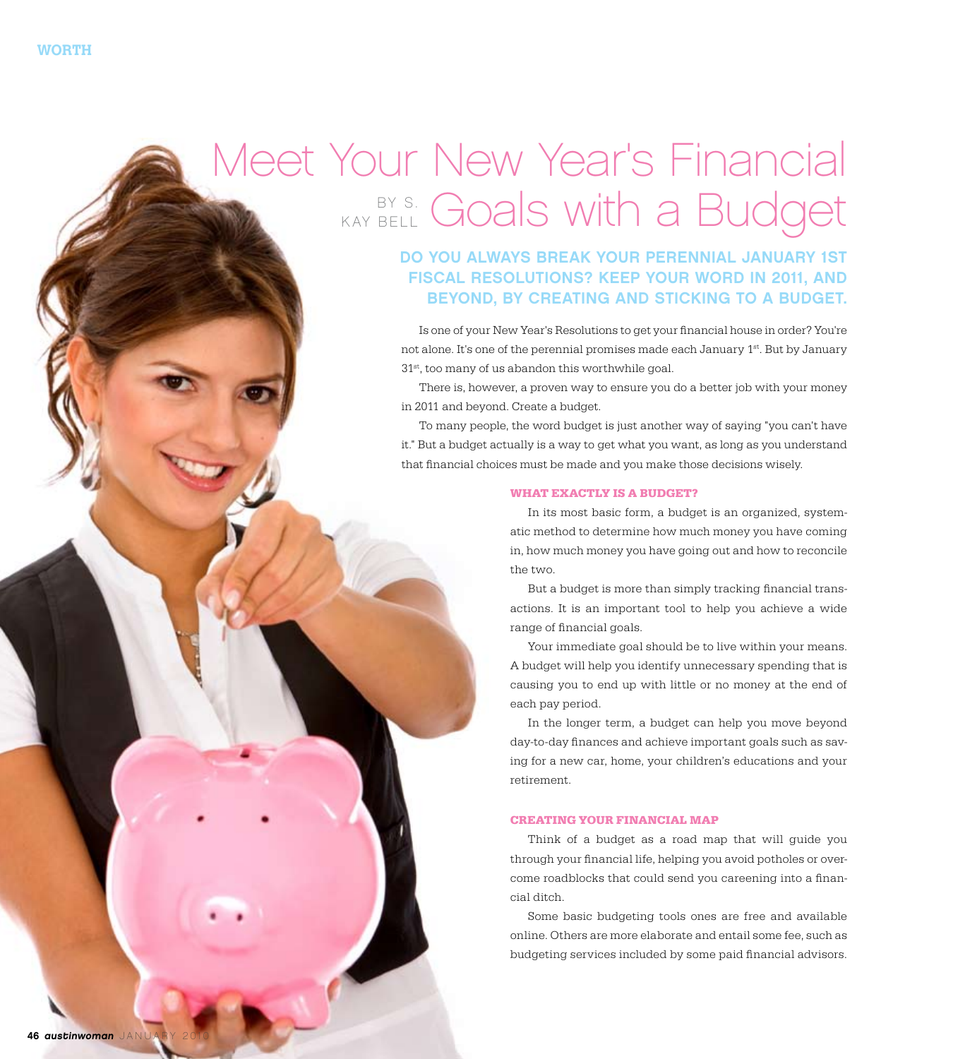# Meet Your New Year's Financial Goals with a Budget

BY S. KAY BELL

## DO YOU ALWAYS BREAK YOUR PERENNIAL JANUARY 1ST FISCAL RESOLUTIONS? KEEP YOUR WORD IN 2011, AND BEYOND, BY CREATING AND STICKING TO A BUDGET.

Is one of your New Year's Resolutions to get your financial house in order? You're not alone. It's one of the perennial promises made each January 1st. But by January 31st, too many of us abandon this worthwhile goal.

There is, however, a proven way to ensure you do a better job with your money in 2011 and beyond. Create a budget.

To many people, the word budget is just another way of saying "you can't have it." But a budget actually is a way to get what you want, as long as you understand that financial choices must be made and you make those decisions wisely.

### WHAT EXACTLY IS A BUDGET?

In its most basic form, a budget is an organized, systematic method to determine how much money you have coming in, how much money you have going out and how to reconcile the two.

But a budget is more than simply tracking financial transactions. It is an important tool to help you achieve a wide range of financial goals.

Your immediate goal should be to live within your means. A budget will help you identify unnecessary spending that is causing you to end up with little or no money at the end of each pay period.

In the longer term, a budget can help you move beyond day-to-day finances and achieve important goals such as saving for a new car, home, your children's educations and your retirement.

### CREATING YOUR FINANCIAL MAP

Think of a budget as a road map that will guide you through your financial life, helping you avoid potholes or overcome roadblocks that could send you careening into a financial ditch.

Some basic budgeting tools ones are free and available online. Others are more elaborate and entail some fee, such as budgeting services included by some paid financial advisors.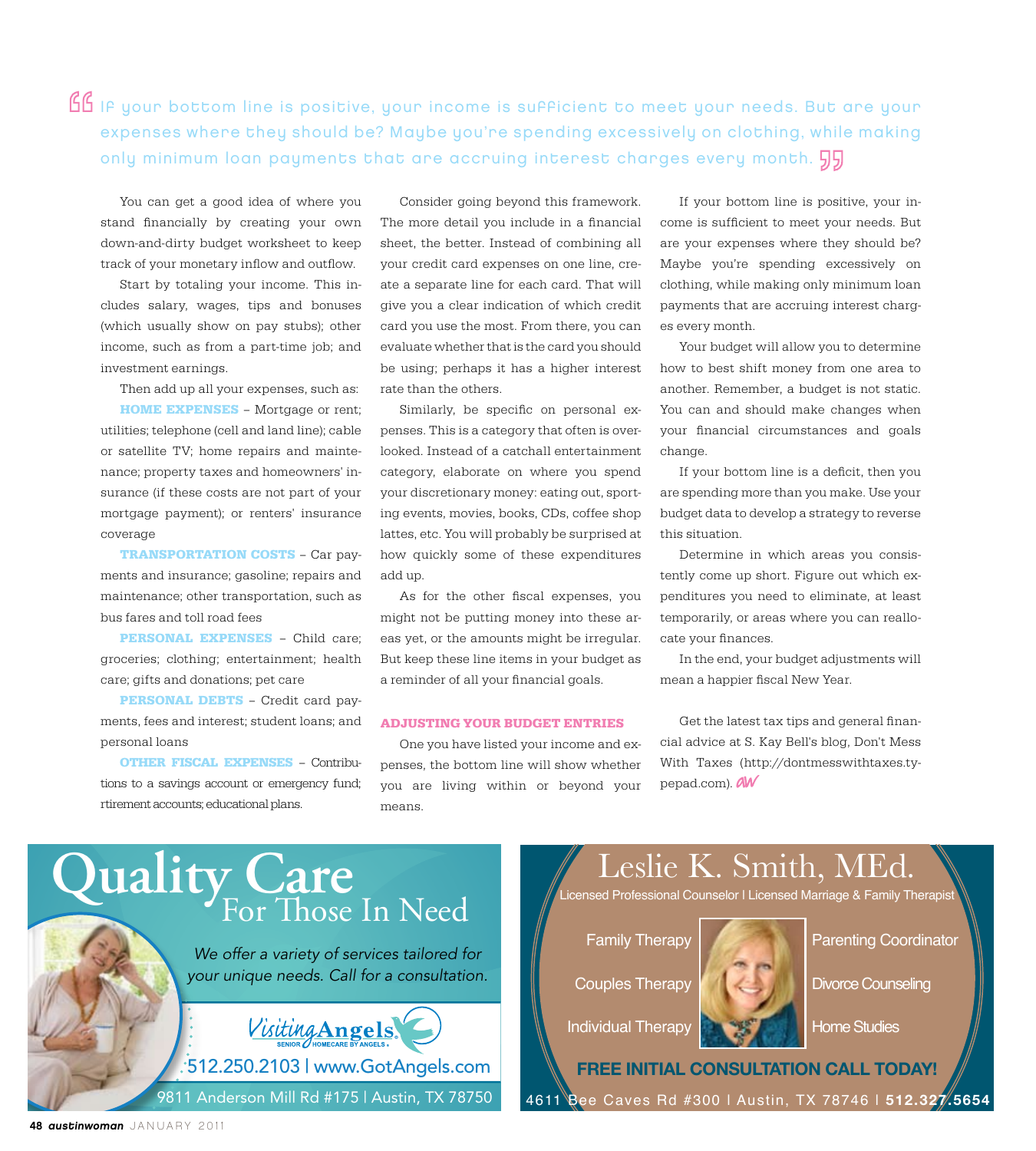> "If your bottom line is positive, your income is sufficient to meet your needs. But are your expenses where they should be? Maybe you're spending excessively on clothing, while making only minimum loan payments that are accruing interest charges every month."

You can get a good idea of where you stand financially by creating your own down-and-dirty budget worksheet to keep track of your monetary inflow and outflow.

Start by totaling your income. This includes salary, wages, tips and bonuses (which usually show on pay stubs); other income, such as from a part-time job; and investment earnings.

Then add up all your expenses, such as:

**HOME EXPENSES** – Mortgage or rent; utilities; telephone (cell and land line); cable or satellite TV; home repairs and maintenance; property taxes and homeowners' insurance (if these costs are not part of your mortgage payment); or renters' insurance coverage

**TRANSPORTATION COSTS** – Car payments and insurance; gasoline; repairs and maintenance; other transportation, such as bus fares and toll road fees

**PERSONAL EXPENSES** – Child care; groceries; clothing; entertainment; health care; gifts and donations; pet care

**PERSONAL DEBTS** – Credit card payments, fees and interest; student loans; and personal loans

**OTHER FISCAL EXPENSES** – Contributions to a savings account or emergency fund; rtirement accounts; educational plans.

Consider going beyond this framework. The more detail you include in a financial sheet, the better. Instead of combining all your credit card expenses on one line, create a separate line for each card. That will give you a clear indication of which credit card you use the most. From there, you can evaluate whether that is the card you should be using; perhaps it has a higher interest rate than the others.

Similarly, be specific on personal expenses. This is a category that often is overlooked. Instead of a catchall entertainment category, elaborate on where you spend your discretionary money: eating out, sporting events, movies, books, CDs, coffee shop lattes, etc. You will probably be surprised at how quickly some of these expenditures add up.

As for the other fiscal expenses, you might not be putting money into these areas yet, or the amounts might be irregular. But keep these line items in your budget as a reminder of all your financial goals.

## ADJUSTING YOUR BUDGET ENTRIES

One you have listed your income and expenses, the bottom line will show whether you are living within or beyond your means.

If your bottom line is positive, your income is sufficient to meet your needs. But are your expenses where they should be? Maybe you're spending excessively on clothing, while making only minimum loan payments that are accruing interest charges every month.

Your budget will allow you to determine how to best shift money from one area to another. Remember, a budget is not static. You can and should make changes when your financial circumstances and goals change.

If your bottom line is a deficit, then you are spending more than you make. Use your budget data to develop a strategy to reverse this situation.

Determine in which areas you consistently come up short. Figure out which expenditures you need to eliminate, at least temporarily, or areas where you can reallocate your finances.

In the end, your budget adjustments will mean a happier fiscal New Year.

Get the latest tax tips and general financial advice at S. Kay Bell's blog, Don't Mess With Taxes (http://dontmesswithtaxes.typepad.com). *aw*

---

# Quality Care For Those In Need

*We offer a variety of services tailored for your unique needs. Call for a consultation.*

Visiting Angels® SENIOR HOMECARE BY ANGELS®

512.250.2103 | www.GotAngels.com

9811 Anderson Mill Rd #175 | Austin, TX 78750

---

# Leslie K. Smith, MEd.

Licensed Professional Counselor | Licensed Marriage & Family Therapist

Family Therapy
Couples Therapy
Individual Therapy
Parenting Coordinator
Divorce Counseling
Home Studies

**FREE INITIAL CONSULTATION CALL TODAY!**

4611 Bee Caves Rd #300 | Austin, TX 78746 | **512.327.5654**